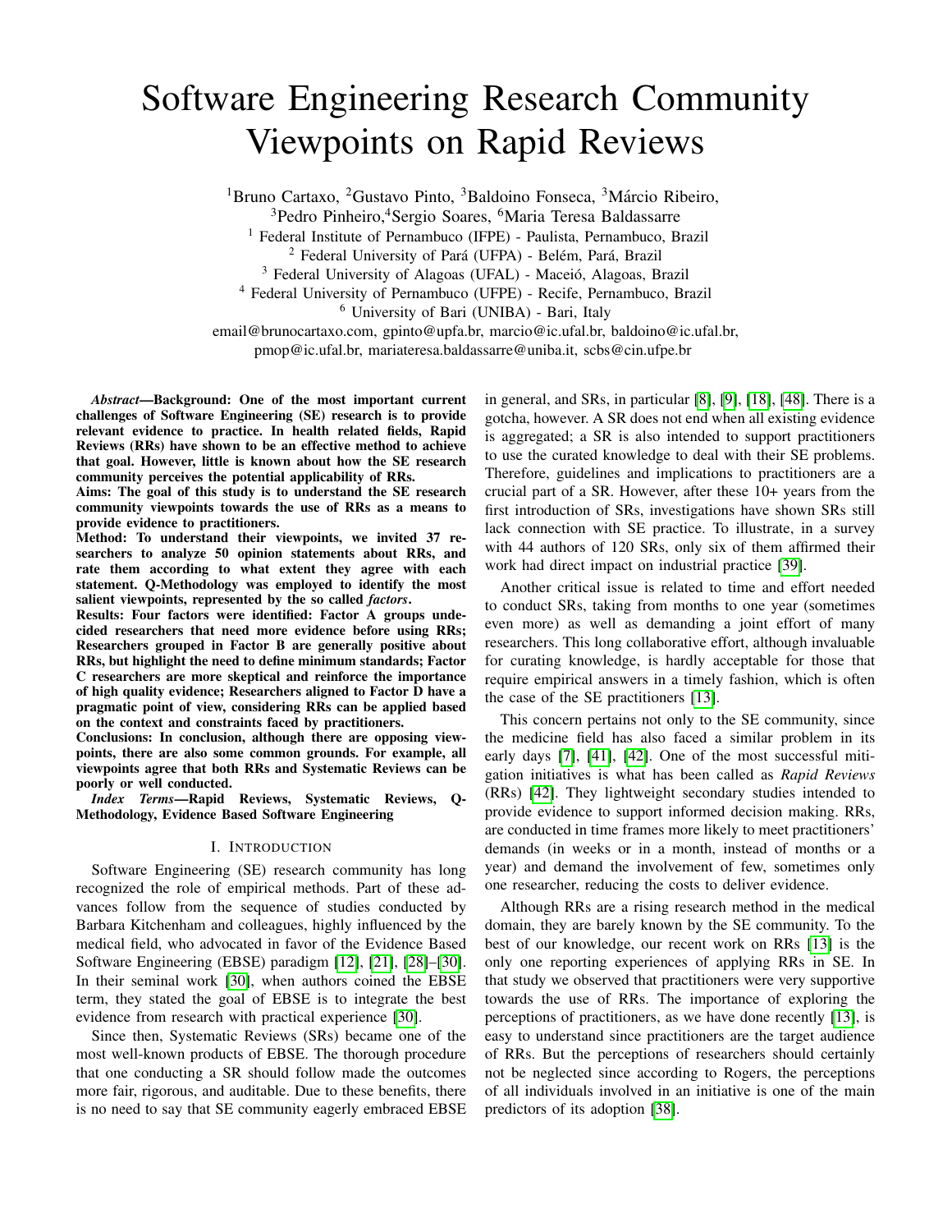# Software Engineering Research Community Viewpoints on Rapid Reviews

[1]Bruno Cartaxo, [2]Gustavo Pinto, [3]Baldoino Fonseca, [3]Márcio Ribeiro,
[3]Pedro Pinheiro,[4]Sergio Soares, [6]Maria Teresa Baldassarre

[1] Federal Institute of Pernambuco (IFPE) - Paulista, Pernambuco, Brazil
[2] Federal University of Pará (UFPA) - Belém, Pará, Brazil
[3] Federal University of Alagoas (UFAL) - Maceió, Alagoas, Brazil
[4] Federal University of Pernambuco (UFPE) - Recife, Pernambuco, Brazil
[6] University of Bari (UNIBA) - Bari, Italy

email@brunocartaxo.com, gpinto@upfa.br, marcio@ic.ufal.br, baldoino@ic.ufal.br, pmop@ic.ufal.br, mariateresa.baldassarre@uniba.it, scbs@cin.ufpe.br

***Abstract*—Background: One of the most important current challenges of Software Engineering (SE) research is to provide relevant evidence to practice. In health related fields, Rapid Reviews (RRs) have shown to be an effective method to achieve that goal. However, little is known about how the SE research community perceives the potential applicability of RRs.**

**Aims: The goal of this study is to understand the SE research community viewpoints towards the use of RRs as a means to provide evidence to practitioners.**

**Method: To understand their viewpoints, we invited 37 researchers to analyze 50 opinion statements about RRs, and rate them according to what extent they agree with each statement. Q-Methodology was employed to identify the most salient viewpoints, represented by the so called *factors*.**

**Results: Four factors were identified: Factor A groups undecided researchers that need more evidence before using RRs; Researchers grouped in Factor B are generally positive about RRs, but highlight the need to define minimum standards; Factor C researchers are more skeptical and reinforce the importance of high quality evidence; Researchers aligned to Factor D have a pragmatic point of view, considering RRs can be applied based on the context and constraints faced by practitioners.**

**Conclusions: In conclusion, although there are opposing viewpoints, there are also some common grounds. For example, all viewpoints agree that both RRs and Systematic Reviews can be poorly or well conducted.**

***Index Terms*—Rapid Reviews, Systematic Reviews, Q-Methodology, Evidence Based Software Engineering**

## I. Introduction

Software Engineering (SE) research community has long recognized the role of empirical methods. Part of these advances follow from the sequence of studies conducted by Barbara Kitchenham and colleagues, highly influenced by the medical field, who advocated in favor of the Evidence Based Software Engineering (EBSE) paradigm [12], [21], [28]–[30]. In their seminal work [30], when authors coined the EBSE term, they stated the goal of EBSE is to integrate the best evidence from research with practical experience [30].

Since then, Systematic Reviews (SRs) became one of the most well-known products of EBSE. The thorough procedure that one conducting a SR should follow made the outcomes more fair, rigorous, and auditable. Due to these benefits, there is no need to say that SE community eagerly embraced EBSE in general, and SRs, in particular [8], [9], [18], [48]. There is a gotcha, however. A SR does not end when all existing evidence is aggregated; a SR is also intended to support practitioners to use the curated knowledge to deal with their SE problems. Therefore, guidelines and implications to practitioners are a crucial part of a SR. However, after these 10+ years from the first introduction of SRs, investigations have shown SRs still lack connection with SE practice. To illustrate, in a survey with 44 authors of 120 SRs, only six of them affirmed their work had direct impact on industrial practice [39].

Another critical issue is related to time and effort needed to conduct SRs, taking from months to one year (sometimes even more) as well as demanding a joint effort of many researchers. This long collaborative effort, although invaluable for curating knowledge, is hardly acceptable for those that require empirical answers in a timely fashion, which is often the case of the SE practitioners [13].

This concern pertains not only to the SE community, since the medicine field has also faced a similar problem in its early days [7], [41], [42]. One of the most successful mitigation initiatives is what has been called as *Rapid Reviews* (RRs) [42]. They lightweight secondary studies intended to provide evidence to support informed decision making. RRs, are conducted in time frames more likely to meet practitioners' demands (in weeks or in a month, instead of months or a year) and demand the involvement of few, sometimes only one researcher, reducing the costs to deliver evidence.

Although RRs are a rising research method in the medical domain, they are barely known by the SE community. To the best of our knowledge, our recent work on RRs [13] is the only one reporting experiences of applying RRs in SE. In that study we observed that practitioners were very supportive towards the use of RRs. The importance of exploring the perceptions of practitioners, as we have done recently [13], is easy to understand since practitioners are the target audience of RRs. But the perceptions of researchers should certainly not be neglected since according to Rogers, the perceptions of all individuals involved in an initiative is one of the main predictors of its adoption [38].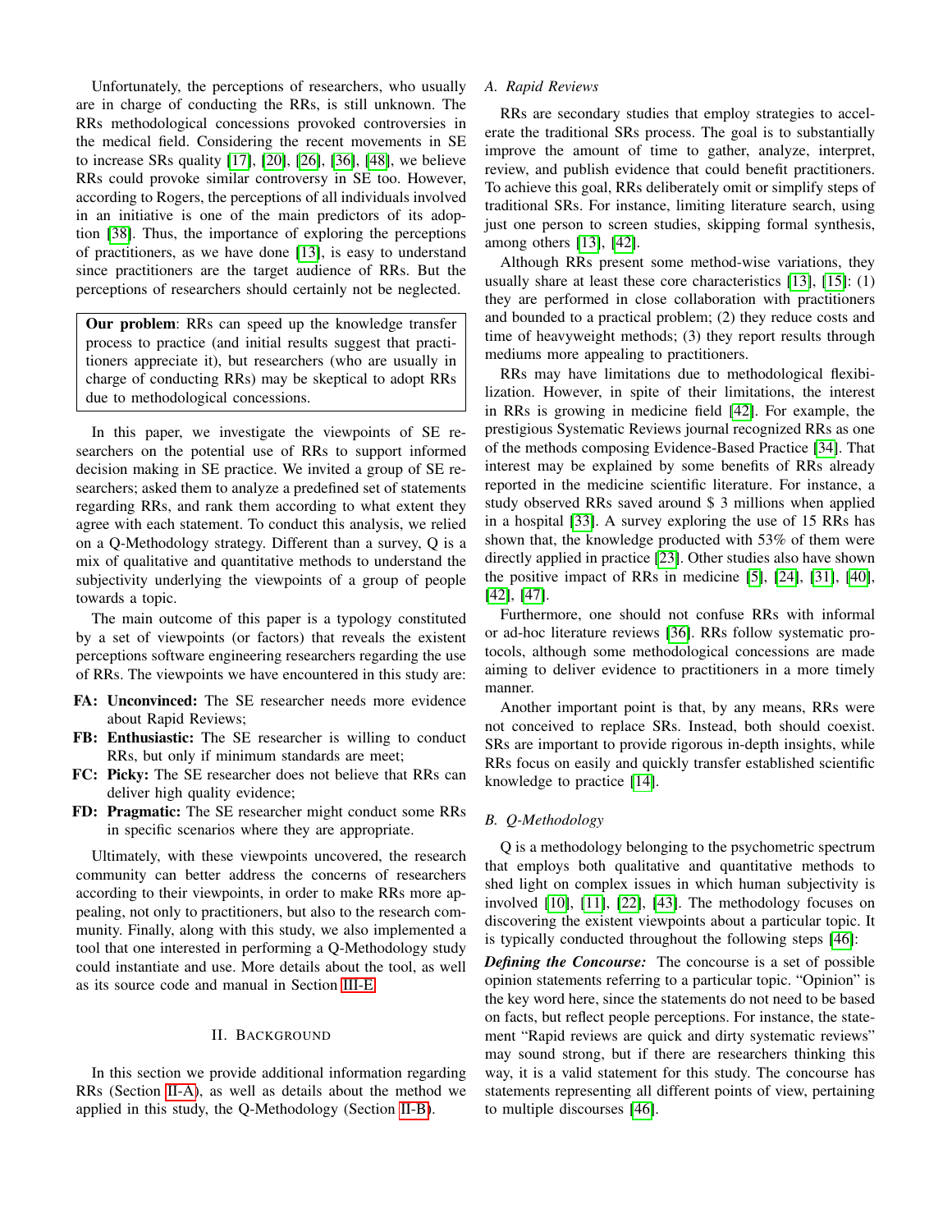Unfortunately, the perceptions of researchers, who usually are in charge of conducting the RRs, is still unknown. The RRs methodological concessions provoked controversies in the medical field. Considering the recent movements in SE to increase SRs quality [17], [20], [26], [36], [48], we believe RRs could provoke similar controversy in SE too. However, according to Rogers, the perceptions of all individuals involved in an initiative is one of the main predictors of its adoption [38]. Thus, the importance of exploring the perceptions of practitioners, as we have done [13], is easy to understand since practitioners are the target audience of RRs. But the perceptions of researchers should certainly not be neglected.

**Our problem**: RRs can speed up the knowledge transfer process to practice (and initial results suggest that practitioners appreciate it), but researchers (who are usually in charge of conducting RRs) may be skeptical to adopt RRs due to methodological concessions.

In this paper, we investigate the viewpoints of SE researchers on the potential use of RRs to support informed decision making in SE practice. We invited a group of SE researchers; asked them to analyze a predefined set of statements regarding RRs, and rank them according to what extent they agree with each statement. To conduct this analysis, we relied on a Q-Methodology strategy. Different than a survey, Q is a mix of qualitative and quantitative methods to understand the subjectivity underlying the viewpoints of a group of people towards a topic.

The main outcome of this paper is a typology constituted by a set of viewpoints (or factors) that reveals the existent perceptions software engineering researchers regarding the use of RRs. The viewpoints we have encountered in this study are:

- **FA: Unconvinced:** The SE researcher needs more evidence about Rapid Reviews;
- **FB: Enthusiastic:** The SE researcher is willing to conduct RRs, but only if minimum standards are meet;
- **FC: Picky:** The SE researcher does not believe that RRs can deliver high quality evidence;
- **FD: Pragmatic:** The SE researcher might conduct some RRs in specific scenarios where they are appropriate.

Ultimately, with these viewpoints uncovered, the research community can better address the concerns of researchers according to their viewpoints, in order to make RRs more appealing, not only to practitioners, but also to the research community. Finally, along with this study, we also implemented a tool that one interested in performing a Q-Methodology study could instantiate and use. More details about the tool, as well as its source code and manual in Section III-E.

## II. Background

In this section we provide additional information regarding RRs (Section II-A), as well as details about the method we applied in this study, the Q-Methodology (Section II-B).

### A. Rapid Reviews

RRs are secondary studies that employ strategies to accelerate the traditional SRs process. The goal is to substantially improve the amount of time to gather, analyze, interpret, review, and publish evidence that could benefit practitioners. To achieve this goal, RRs deliberately omit or simplify steps of traditional SRs. For instance, limiting literature search, using just one person to screen studies, skipping formal synthesis, among others [13], [42].

Although RRs present some method-wise variations, they usually share at least these core characteristics [13], [15]: (1) they are performed in close collaboration with practitioners and bounded to a practical problem; (2) they reduce costs and time of heavyweight methods; (3) they report results through mediums more appealing to practitioners.

RRs may have limitations due to methodological flexibilization. However, in spite of their limitations, the interest in RRs is growing in medicine field [42]. For example, the prestigious Systematic Reviews journal recognized RRs as one of the methods composing Evidence-Based Practice [34]. That interest may be explained by some benefits of RRs already reported in the medicine scientific literature. For instance, a study observed RRs saved around $ 3 millions when applied in a hospital [33]. A survey exploring the use of 15 RRs has shown that, the knowledge producted with 53% of them were directly applied in practice [23]. Other studies also have shown the positive impact of RRs in medicine [5], [24], [31], [40], [42], [47].

Furthermore, one should not confuse RRs with informal or ad-hoc literature reviews [36]. RRs follow systematic protocols, although some methodological concessions are made aiming to deliver evidence to practitioners in a more timely manner.

Another important point is that, by any means, RRs were not conceived to replace SRs. Instead, both should coexist. SRs are important to provide rigorous in-depth insights, while RRs focus on easily and quickly transfer established scientific knowledge to practice [14].

### B. Q-Methodology

Q is a methodology belonging to the psychometric spectrum that employs both qualitative and quantitative methods to shed light on complex issues in which human subjectivity is involved [10], [11], [22], [43]. The methodology focuses on discovering the existent viewpoints about a particular topic. It is typically conducted throughout the following steps [46]:

***Defining the Concourse:*** The concourse is a set of possible opinion statements referring to a particular topic. "Opinion" is the key word here, since the statements do not need to be based on facts, but reflect people perceptions. For instance, the statement "Rapid reviews are quick and dirty systematic reviews" may sound strong, but if there are researchers thinking this way, it is a valid statement for this study. The concourse has statements representing all different points of view, pertaining to multiple discourses [46].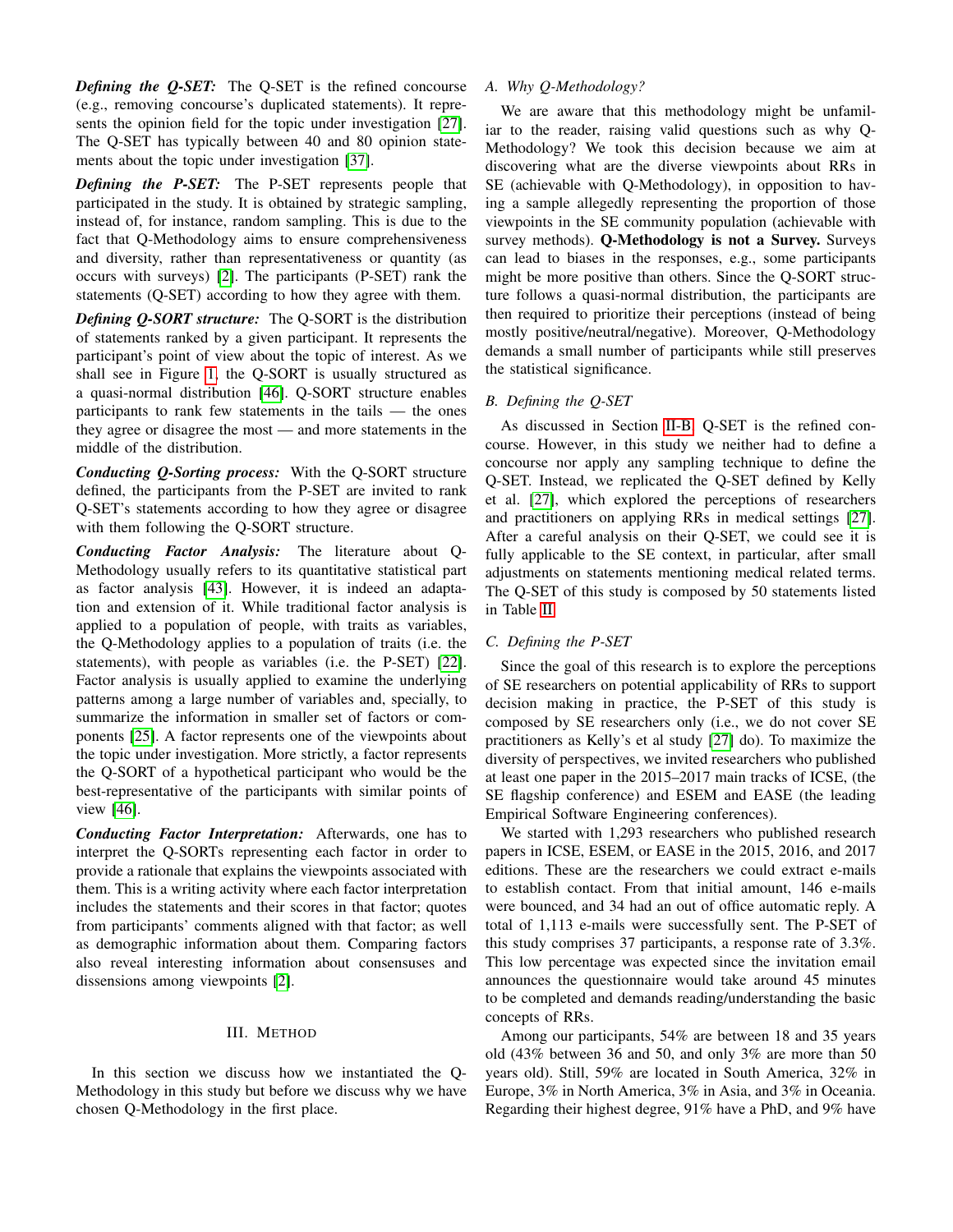***Defining the Q-SET:*** The Q-SET is the refined concourse (e.g., removing concourse's duplicated statements). It represents the opinion field for the topic under investigation [27]. The Q-SET has typically between 40 and 80 opinion statements about the topic under investigation [37].

***Defining the P-SET:*** The P-SET represents people that participated in the study. It is obtained by strategic sampling, instead of, for instance, random sampling. This is due to the fact that Q-Methodology aims to ensure comprehensiveness and diversity, rather than representativeness or quantity (as occurs with surveys) [2]. The participants (P-SET) rank the statements (Q-SET) according to how they agree with them.

***Defining Q-SORT structure:*** The Q-SORT is the distribution of statements ranked by a given participant. It represents the participant's point of view about the topic of interest. As we shall see in Figure 1, the Q-SORT is usually structured as a quasi-normal distribution [46]. Q-SORT structure enables participants to rank few statements in the tails — the ones they agree or disagree the most — and more statements in the middle of the distribution.

***Conducting Q-Sorting process:*** With the Q-SORT structure defined, the participants from the P-SET are invited to rank Q-SET's statements according to how they agree or disagree with them following the Q-SORT structure.

***Conducting Factor Analysis:*** The literature about Q-Methodology usually refers to its quantitative statistical part as factor analysis [43]. However, it is indeed an adaptation and extension of it. While traditional factor analysis is applied to a population of people, with traits as variables, the Q-Methodology applies to a population of traits (i.e. the statements), with people as variables (i.e. the P-SET) [22]. Factor analysis is usually applied to examine the underlying patterns among a large number of variables and, specially, to summarize the information in smaller set of factors or components [25]. A factor represents one of the viewpoints about the topic under investigation. More strictly, a factor represents the Q-SORT of a hypothetical participant who would be the best-representative of the participants with similar points of view [46].

***Conducting Factor Interpretation:*** Afterwards, one has to interpret the Q-SORTs representing each factor in order to provide a rationale that explains the viewpoints associated with them. This is a writing activity where each factor interpretation includes the statements and their scores in that factor; quotes from participants' comments aligned with that factor; as well as demographic information about them. Comparing factors also reveal interesting information about consensuses and dissensions among viewpoints [2].

## III. Method

In this section we discuss how we instantiated the Q-Methodology in this study but before we discuss why we have chosen Q-Methodology in the first place.

### A. Why Q-Methodology?

We are aware that this methodology might be unfamiliar to the reader, raising valid questions such as why Q-Methodology? We took this decision because we aim at discovering what are the diverse viewpoints about RRs in SE (achievable with Q-Methodology), in opposition to having a sample allegedly representing the proportion of those viewpoints in the SE community population (achievable with survey methods). **Q-Methodology is not a Survey.** Surveys can lead to biases in the responses, e.g., some participants might be more positive than others. Since the Q-SORT structure follows a quasi-normal distribution, the participants are then required to prioritize their perceptions (instead of being mostly positive/neutral/negative). Moreover, Q-Methodology demands a small number of participants while still preserves the statistical significance.

### B. Defining the Q-SET

As discussed in Section II-B, Q-SET is the refined concourse. However, in this study we neither had to define a concourse nor apply any sampling technique to define the Q-SET. Instead, we replicated the Q-SET defined by Kelly et al. [27], which explored the perceptions of researchers and practitioners on applying RRs in medical settings [27]. After a careful analysis on their Q-SET, we could see it is fully applicable to the SE context, in particular, after small adjustments on statements mentioning medical related terms. The Q-SET of this study is composed by 50 statements listed in Table II.

### C. Defining the P-SET

Since the goal of this research is to explore the perceptions of SE researchers on potential applicability of RRs to support decision making in practice, the P-SET of this study is composed by SE researchers only (i.e., we do not cover SE practitioners as Kelly's et al study [27] do). To maximize the diversity of perspectives, we invited researchers who published at least one paper in the 2015–2017 main tracks of ICSE, (the SE flagship conference) and ESEM and EASE (the leading Empirical Software Engineering conferences).

We started with 1,293 researchers who published research papers in ICSE, ESEM, or EASE in the 2015, 2016, and 2017 editions. These are the researchers we could extract e-mails to establish contact. From that initial amount, 146 e-mails were bounced, and 34 had an out of office automatic reply. A total of 1,113 e-mails were successfully sent. The P-SET of this study comprises 37 participants, a response rate of 3.3%. This low percentage was expected since the invitation email announces the questionnaire would take around 45 minutes to be completed and demands reading/understanding the basic concepts of RRs.

Among our participants, 54% are between 18 and 35 years old (43% between 36 and 50, and only 3% are more than 50 years old). Still, 59% are located in South America, 32% in Europe, 3% in North America, 3% in Asia, and 3% in Oceania. Regarding their highest degree, 91% have a PhD, and 9% have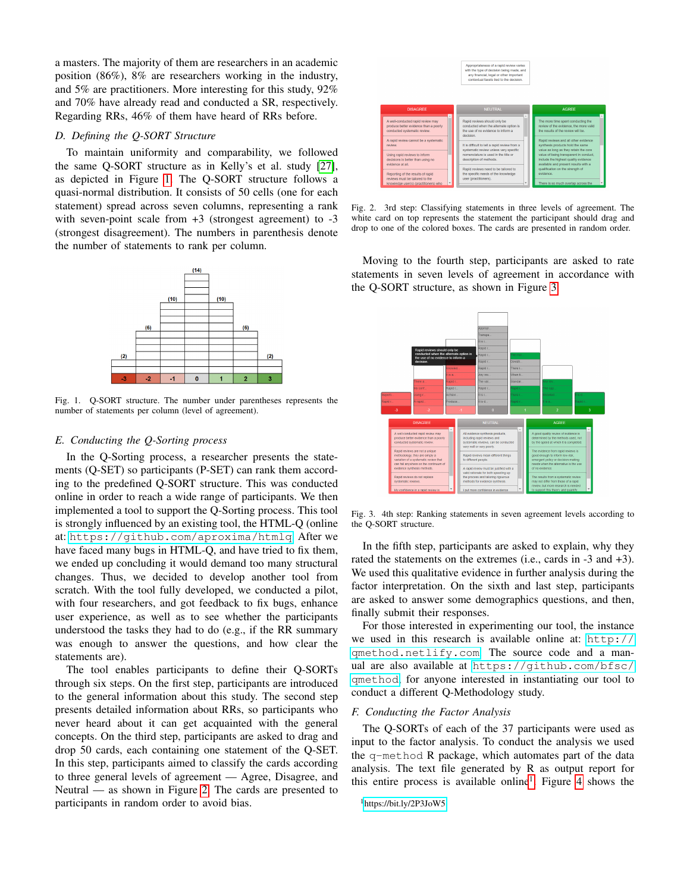a masters. The majority of them are researchers in an academic position (86%), 8% are researchers working in the industry, and 5% are practitioners. More interesting for this study, 92% and 70% have already read and conducted a SR, respectively. Regarding RRs, 46% of them have heard of RRs before.

### D. Defining the Q-SORT Structure

To maintain uniformity and comparability, we followed the same Q-SORT structure as in Kelly's et al. study [27], as depicted in Figure 1. The Q-SORT structure follows a quasi-normal distribution. It consists of 50 cells (one for each statement) spread across seven columns, representing a rank with seven-point scale from +3 (strongest agreement) to -3 (strongest disagreement). The numbers in parenthesis denote the number of statements to rank per column.

Fig. 1. Q-SORT structure. The number under parentheses represents the number of statements per column (level of agreement).

### E. Conducting the Q-Sorting process

In the Q-Sorting process, a researcher presents the statements (Q-SET) so participants (P-SET) can rank them according to the predefined Q-SORT structure. This was conducted online in order to reach a wide range of participants. We then implemented a tool to support the Q-Sorting process. This tool is strongly influenced by an existing tool, the HTML-Q (online at: https://github.com/aproxima/htmlq. After we have faced many bugs in HTML-Q, and have tried to fix them, we ended up concluding it would demand too many structural changes. Thus, we decided to develop another tool from scratch. With the tool fully developed, we conducted a pilot, with four researchers, and got feedback to fix bugs, enhance user experience, as well as to see whether the participants understood the tasks they had to do (e.g., if the RR summary was enough to answer the questions, and how clear the statements are).

The tool enables participants to define their Q-SORTs through six steps. On the first step, participants are introduced to the general information about this study. The second step presents detailed information about RRs, so participants who never heard about it can get acquainted with the general concepts. On the third step, participants are asked to drag and drop 50 cards, each containing one statement of the Q-SET. In this step, participants aimed to classify the cards according to three general levels of agreement — Agree, Disagree, and Neutral — as shown in Figure 2. The cards are presented to participants in random order to avoid bias.

Fig. 2. 3rd step: Classifying statements in three levels of agreement. The white card on top represents the statement the participant should drag and drop to one of the colored boxes. The cards are presented in random order.

Moving to the fourth step, participants are asked to rate statements in seven levels of agreement in accordance with the Q-SORT structure, as shown in Figure 3.

Fig. 3. 4th step: Ranking statements in seven agreement levels according to the Q-SORT structure.

In the fifth step, participants are asked to explain, why they rated the statements on the extremes (i.e., cards in -3 and +3). We used this qualitative evidence in further analysis during the factor interpretation. On the sixth and last step, participants are asked to answer some demographics questions, and then, finally submit their responses.

For those interested in experimenting our tool, the instance we used in this research is available online at: http://qmethod.netlify.com. The source code and a manual are also available at https://github.com/bfsc/qmethod, for anyone interested in instantiating our tool to conduct a different Q-Methodology study.

### F. Conducting the Factor Analysis

The Q-SORTs of each of the 37 participants were used as input to the factor analysis. To conduct the analysis we used the `q-method` R package, which automates part of the data analysis. The text file generated by R as output report for this entire process is available online[1]. Figure 4 shows the

[1] https://bit.ly/2P3JoW5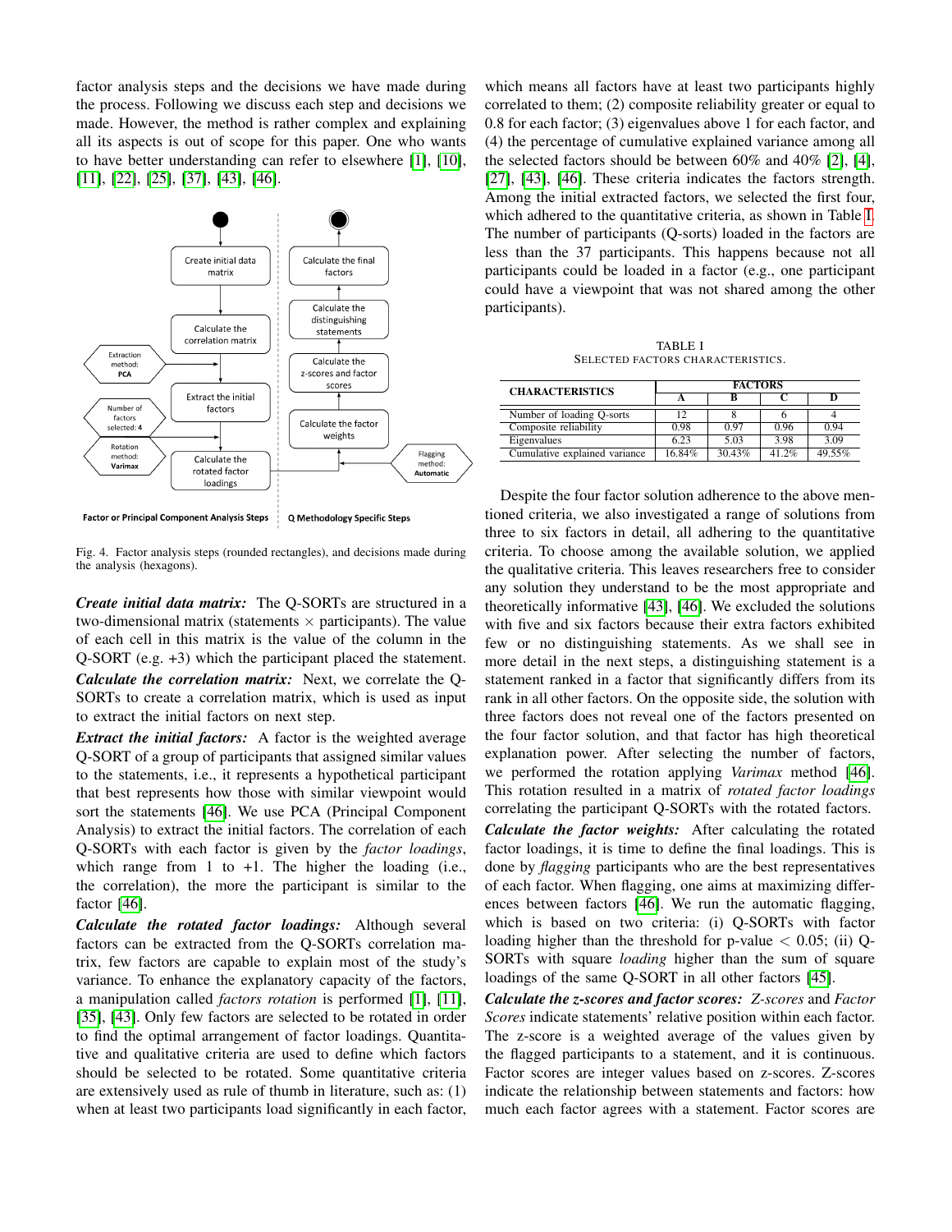factor analysis steps and the decisions we have made during the process. Following we discuss each step and decisions we made. However, the method is rather complex and explaining all its aspects is out of scope for this paper. One who wants to have better understanding can refer to elsewhere [1], [10], [11], [22], [25], [37], [43], [46].

Fig. 4. Factor analysis steps (rounded rectangles), and decisions made during the analysis (hexagons).

***Create initial data matrix:*** The Q-SORTs are structured in a two-dimensional matrix (statements $\times$ participants). The value of each cell in this matrix is the value of the column in the Q-SORT (e.g. +3) which the participant placed the statement.

***Calculate the correlation matrix:*** Next, we correlate the Q-SORTs to create a correlation matrix, which is used as input to extract the initial factors on next step.

***Extract the initial factors:*** A factor is the weighted average Q-SORT of a group of participants that assigned similar values to the statements, i.e., it represents a hypothetical participant that best represents how those with similar viewpoint would sort the statements [46]. We use PCA (Principal Component Analysis) to extract the initial factors. The correlation of each Q-SORTs with each factor is given by the *factor loadings*, which range from 1 to +1. The higher the loading (i.e., the correlation), the more the participant is similar to the factor [46].

***Calculate the rotated factor loadings:*** Although several factors can be extracted from the Q-SORTs correlation matrix, few factors are capable to explain most of the study's variance. To enhance the explanatory capacity of the factors, a manipulation called *factors rotation* is performed [1], [11], [35], [43]. Only few factors are selected to be rotated in order to find the optimal arrangement of factor loadings. Quantitative and qualitative criteria are used to define which factors should be selected to be rotated. Some quantitative criteria are extensively used as rule of thumb in literature, such as: (1) when at least two participants load significantly in each factor, which means all factors have at least two participants highly correlated to them; (2) composite reliability greater or equal to 0.8 for each factor; (3) eigenvalues above 1 for each factor, and (4) the percentage of cumulative explained variance among all the selected factors should be between 60% and 40% [2], [4], [27], [43], [46]. These criteria indicates the factors strength. Among the initial extracted factors, we selected the first four, which adhered to the quantitative criteria, as shown in Table I. The number of participants (Q-sorts) loaded in the factors are less than the 37 participants. This happens because not all participants could be loaded in a factor (e.g., one participant could have a viewpoint that was not shared among the other participants).

TABLE I
SELECTED FACTORS CHARACTERISTICS.

| CHARACTERISTICS | FACTORS | | | |
|---|---|---|---|---|
| | A | B | C | D |
| Number of loading Q-sorts | 12 | 8 | 6 | 4 |
| Composite reliability | 0.98 | 0.97 | 0.96 | 0.94 |
| Eigenvalues | 6.23 | 5.03 | 3.98 | 3.09 |
| Cumulative explained variance | 16.84% | 30.43% | 41.2% | 49.55% |

Despite the four factor solution adherence to the above mentioned criteria, we also investigated a range of solutions from three to six factors in detail, all adhering to the quantitative criteria. To choose among the available solution, we applied the qualitative criteria. This leaves researchers free to consider any solution they understand to be the most appropriate and theoretically informative [43], [46]. We excluded the solutions with five and six factors because their extra factors exhibited few or no distinguishing statements. As we shall see in more detail in the next steps, a distinguishing statement is a statement ranked in a factor that significantly differs from its rank in all other factors. On the opposite side, the solution with three factors does not reveal one of the factors presented on the four factor solution, and that factor has high theoretical explanation power. After selecting the number of factors, we performed the rotation applying *Varimax* method [46]. This rotation resulted in a matrix of *rotated factor loadings* correlating the participant Q-SORTs with the rotated factors.

***Calculate the factor weights:*** After calculating the rotated factor loadings, it is time to define the final loadings. This is done by *flagging* participants who are the best representatives of each factor. When flagging, one aims at maximizing differences between factors [46]. We run the automatic flagging, which is based on two criteria: (i) Q-SORTs with factor loading higher than the threshold for p-value $< 0.05$; (ii) Q-SORTs with square *loading* higher than the sum of square loadings of the same Q-SORT in all other factors [45].

***Calculate the z-scores and factor scores:*** *Z-scores* and *Factor Scores* indicate statements' relative position within each factor. The z-score is a weighted average of the values given by the flagged participants to a statement, and it is continuous. Factor scores are integer values based on z-scores. Z-scores indicate the relationship between statements and factors: how much each factor agrees with a statement. Factor scores are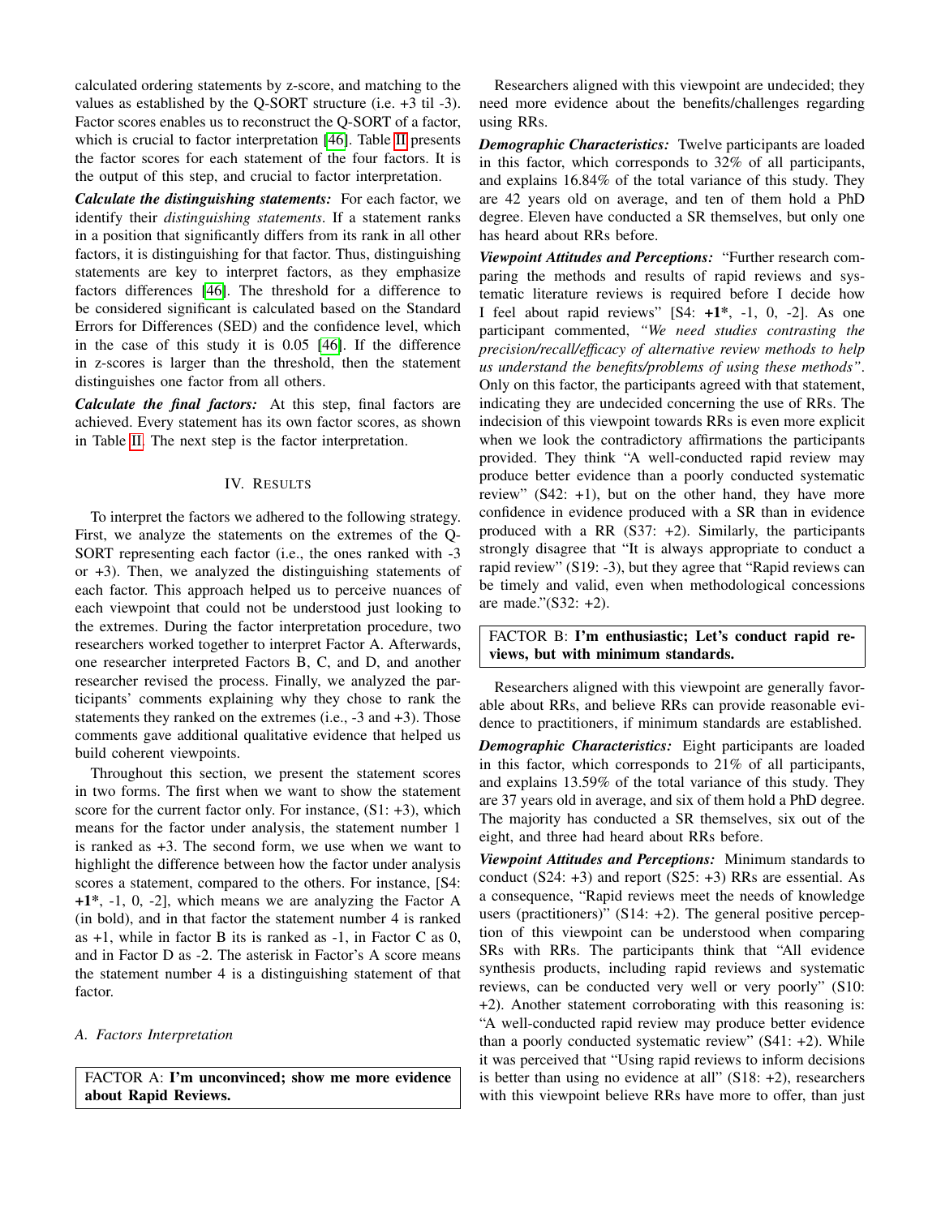calculated ordering statements by z-score, and matching to the values as established by the Q-SORT structure (i.e. +3 til -3). Factor scores enables us to reconstruct the Q-SORT of a factor, which is crucial to factor interpretation [46]. Table II presents the factor scores for each statement of the four factors. It is the output of this step, and crucial to factor interpretation.

***Calculate the distinguishing statements:*** For each factor, we identify their *distinguishing statements*. If a statement ranks in a position that significantly differs from its rank in all other factors, it is distinguishing for that factor. Thus, distinguishing statements are key to interpret factors, as they emphasize factors differences [46]. The threshold for a difference to be considered significant is calculated based on the Standard Errors for Differences (SED) and the confidence level, which in the case of this study it is 0.05 [46]. If the difference in z-scores is larger than the threshold, then the statement distinguishes one factor from all others.

***Calculate the final factors:*** At this step, final factors are achieved. Every statement has its own factor scores, as shown in Table II. The next step is the factor interpretation.

## IV. RESULTS

To interpret the factors we adhered to the following strategy. First, we analyze the statements on the extremes of the Q-SORT representing each factor (i.e., the ones ranked with -3 or +3). Then, we analyzed the distinguishing statements of each factor. This approach helped us to perceive nuances of each viewpoint that could not be understood just looking to the extremes. During the factor interpretation procedure, two researchers worked together to interpret Factor A. Afterwards, one researcher interpreted Factors B, C, and D, and another researcher revised the process. Finally, we analyzed the participants' comments explaining why they chose to rank the statements they ranked on the extremes (i.e., -3 and +3). Those comments gave additional qualitative evidence that helped us build coherent viewpoints.

Throughout this section, we present the statement scores in two forms. The first when we want to show the statement score for the current factor only. For instance, (S1: +3), which means for the factor under analysis, the statement number 1 is ranked as +3. The second form, we use when we want to highlight the difference between how the factor under analysis scores a statement, compared to the others. For instance, [S4: **+1***, -1, 0, -2], which means we are analyzing the Factor A (in bold), and in that factor the statement number 4 is ranked as +1, while in factor B its is ranked as -1, in Factor C as 0, and in Factor D as -2. The asterisk in Factor's A score means the statement number 4 is a distinguishing statement of that factor.

### *A. Factors Interpretation*

FACTOR A: **I'm unconvinced; show me more evidence about Rapid Reviews.**

Researchers aligned with this viewpoint are undecided; they need more evidence about the benefits/challenges regarding using RRs.

***Demographic Characteristics:*** Twelve participants are loaded in this factor, which corresponds to 32% of all participants, and explains 16.84% of the total variance of this study. They are 42 years old on average, and ten of them hold a PhD degree. Eleven have conducted a SR themselves, but only one has heard about RRs before.

***Viewpoint Attitudes and Perceptions:*** "Further research comparing the methods and results of rapid reviews and systematic literature reviews is required before I decide how I feel about rapid reviews" [S4: **+1***, -1, 0, -2]. As one participant commented, *"We need studies contrasting the precision/recall/efficacy of alternative review methods to help us understand the benefits/problems of using these methods"*. Only on this factor, the participants agreed with that statement, indicating they are undecided concerning the use of RRs. The indecision of this viewpoint towards RRs is even more explicit when we look the contradictory affirmations the participants provided. They think "A well-conducted rapid review may produce better evidence than a poorly conducted systematic review" (S42: +1), but on the other hand, they have more confidence in evidence produced with a SR than in evidence produced with a RR (S37: +2). Similarly, the participants strongly disagree that "It is always appropriate to conduct a rapid review" (S19: -3), but they agree that "Rapid reviews can be timely and valid, even when methodological concessions are made."(S32: +2).

FACTOR B: **I'm enthusiastic; Let's conduct rapid reviews, but with minimum standards.**

Researchers aligned with this viewpoint are generally favorable about RRs, and believe RRs can provide reasonable evidence to practitioners, if minimum standards are established.

***Demographic Characteristics:*** Eight participants are loaded in this factor, which corresponds to 21% of all participants, and explains 13.59% of the total variance of this study. They are 37 years old in average, and six of them hold a PhD degree. The majority has conducted a SR themselves, six out of the eight, and three had heard about RRs before.

***Viewpoint Attitudes and Perceptions:*** Minimum standards to conduct (S24: +3) and report (S25: +3) RRs are essential. As a consequence, "Rapid reviews meet the needs of knowledge users (practitioners)" (S14: +2). The general positive perception of this viewpoint can be understood when comparing SRs with RRs. The participants think that "All evidence synthesis products, including rapid reviews and systematic reviews, can be conducted very well or very poorly" (S10: +2). Another statement corroborating with this reasoning is: "A well-conducted rapid review may produce better evidence than a poorly conducted systematic review" (S41: +2). While it was perceived that "Using rapid reviews to inform decisions is better than using no evidence at all" (S18: +2), researchers with this viewpoint believe RRs have more to offer, than just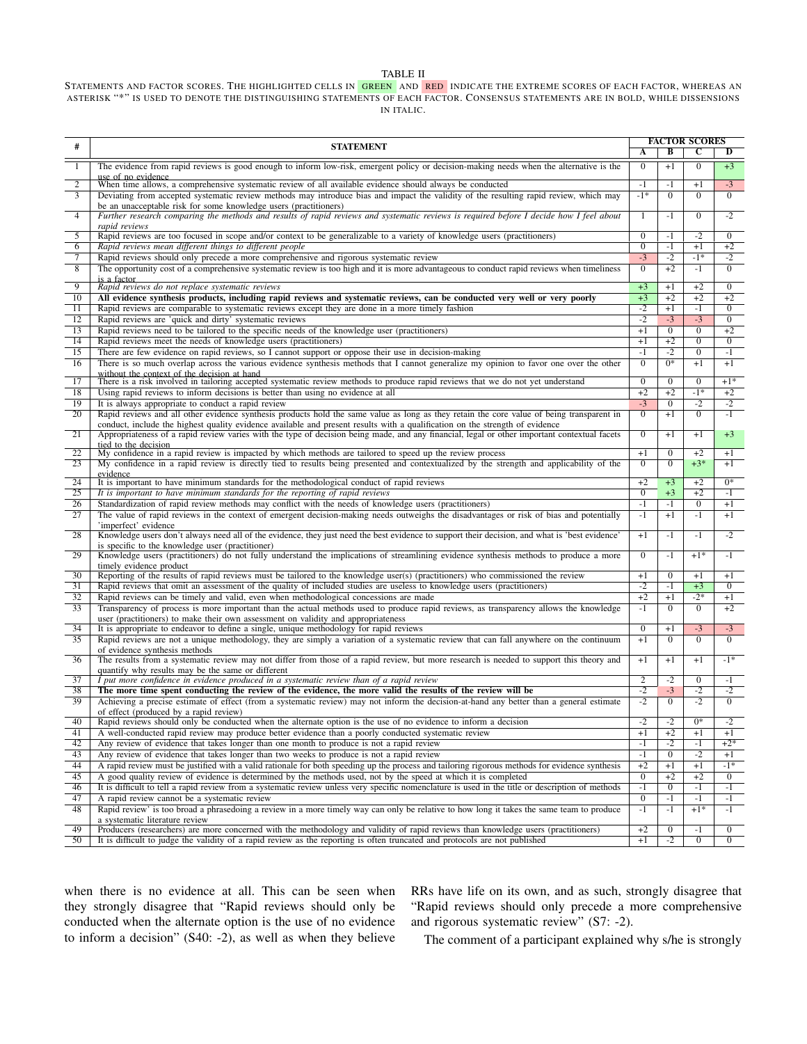TABLE II

STATEMENTS AND FACTOR SCORES. THE HIGHLIGHTED CELLS IN GREEN AND RED INDICATE THE EXTREME SCORES OF EACH FACTOR, WHEREAS AN ASTERISK "*" IS USED TO DENOTE THE DISTINGUISHING STATEMENTS OF EACH FACTOR. CONSENSUS STATEMENTS ARE IN BOLD, WHILE DISSENSIONS IN ITALIC.

| # | STATEMENT | FACTOR SCORES | | | |
|---|---|---|---|---|---|
| | | A | B | C | D |
| 1 | The evidence from rapid reviews is good enough to inform low-risk, emergent policy or decision-making needs when the alternative is the use of no evidence | 0 | +1 | 0 | +3 |
| 2 | When time allows, a comprehensive systematic review of all available evidence should always be conducted | -1 | -1 | +1 | -3 |
| 3 | Deviating from accepted systematic review methods may introduce bias and impact the validity of the resulting rapid review, which may be an unacceptable risk for some knowledge users (practitioners) | -1* | 0 | 0 | 0 |
| 4 | *Further research comparing the methods and results of rapid reviews and systematic reviews is required before I decide how I feel about rapid reviews* | 1 | -1 | 0 | -2 |
| 5 | Rapid reviews are too focused in scope and/or context to be generalizable to a variety of knowledge users (practitioners) | 0 | -1 | -2 | 0 |
| 6 | *Rapid reviews mean different things to different people* | 0 | -1 | +1 | +2 |
| 7 | Rapid reviews should only precede a more comprehensive and rigorous systematic review | -3 | -2 | -1* | -2 |
| 8 | The opportunity cost of a comprehensive systematic review is too high and it is more advantageous to conduct rapid reviews when timeliness is a factor | 0 | +2 | -1 | 0 |
| 9 | *Rapid reviews do not replace systematic reviews* | +3 | +1 | +2 | 0 |
| 10 | **All evidence synthesis products, including rapid reviews and systematic reviews, can be conducted very well or very poorly** | +3 | +2 | +2 | +2 |
| 11 | Rapid reviews are comparable to systematic reviews except they are done in a more timely fashion | -2 | +1 | -1 | 0 |
| 12 | Rapid reviews are 'quick and dirty' systematic reviews | -2 | -3 | -3 | 0 |
| 13 | Rapid reviews need to be tailored to the specific needs of the knowledge user (practitioners) | +1 | 0 | 0 | +2 |
| 14 | Rapid reviews meet the needs of knowledge users (practitioners) | +1 | +2 | 0 | 0 |
| 15 | There are few evidence on rapid reviews, so I cannot support or oppose their use in decision-making | -1 | -2 | 0 | -1 |
| 16 | There is so much overlap across the various evidence synthesis methods that I cannot generalize my opinion to favor one over the other without the context of the decision at hand | 0 | 0* | +1 | +1 |
| 17 | There is a risk involved in tailoring accepted systematic review methods to produce rapid reviews that we do not yet understand | 0 | 0 | 0 | +1* |
| 18 | Using rapid reviews to inform decisions is better than using no evidence at all | +2 | +2 | -1* | +2 |
| 19 | It is always appropriate to conduct a rapid review | -3 | 0 | -2 | -2 |
| 20 | Rapid reviews and all other evidence synthesis products hold the same value as long as they retain the core value of being transparent in conduct, include the highest quality evidence available and present results with a qualification on the strength of evidence | 0 | +1 | 0 | -1 |
| 21 | Appropriateness of a rapid review varies with the type of decision being made, and any financial, legal or other important contextual facets tied to the decision | 0 | +1 | +1 | +3 |
| 22 | My confidence in a rapid review is impacted by which methods are tailored to speed up the review process | +1 | 0 | +2 | +1 |
| 23 | My confidence in a rapid review is directly tied to results being presented and contextualized by the strength and applicability of the evidence | 0 | 0 | +3* | +1 |
| 24 | It is important to have minimum standards for the methodological conduct of rapid reviews | +2 | +3 | +2 | 0* |
| 25 | *It is important to have minimum standards for the reporting of rapid reviews* | 0 | +3 | +2 | -1 |
| 26 | Standardization of rapid review methods may conflict with the needs of knowledge users (practitioners) | -1 | -1 | 0 | +1 |
| 27 | The value of rapid reviews in the context of emergent decision-making needs outweighs the disadvantages or risk of bias and potentially 'imperfect' evidence | -1 | +1 | -1 | +1 |
| 28 | Knowledge users don't always need all of the evidence, they just need the best evidence to support their decision, and what is 'best evidence' is specific to the knowledge user (practitioner) | +1 | -1 | -1 | -2 |
| 29 | Knowledge users (practitioners) do not fully understand the implications of streamlining evidence synthesis methods to produce a more timely evidence product | 0 | -1 | +1* | -1 |
| 30 | Reporting of the results of rapid reviews must be tailored to the knowledge user(s) (practitioners) who commissioned the review | +1 | 0 | +1 | +1 |
| 31 | Rapid reviews that omit an assessment of the quality of included studies are useless to knowledge users (practitioners) | -2 | -1 | +3 | 0 |
| 32 | Rapid reviews can be timely and valid, even when methodological concessions are made | +2 | +1 | -2* | +1 |
| 33 | Transparency of process is more important than the actual methods used to produce rapid reviews, as transparency allows the knowledge user (practitioners) to make their own assessment on validity and appropriateness | -1 | 0 | 0 | +2 |
| 34 | It is appropriate to endeavor to define a single, unique methodology for rapid reviews | 0 | +1 | -3 | -3 |
| 35 | Rapid reviews are not a unique methodology, they are simply a variation of a systematic review that can fall anywhere on the continuum of evidence synthesis methods | +1 | 0 | 0 | 0 |
| 36 | The results from a systematic review may not differ from those of a rapid review, but more research is needed to support this theory and quantify why results may be the same or different | +1 | +1 | +1 | -1* |
| 37 | *I put more confidence in evidence produced in a systematic review than of a rapid review* | 2 | -2 | 0 | -1 |
| 38 | **The more time spent conducting the review of the evidence, the more valid the results of the review will be** | -2 | -3 | -2 | -2 |
| 39 | Achieving a precise estimate of effect (from a systematic review) may not inform the decision-at-hand any better than a general estimate of effect (produced by a rapid review) | -2 | 0 | -2 | 0 |
| 40 | Rapid reviews should only be conducted when the alternate option is the use of no evidence to inform a decision | -2 | -2 | 0* | -2 |
| 41 | A well-conducted rapid review may produce better evidence than a poorly conducted systematic review | +1 | +2 | +1 | +1 |
| 42 | Any review of evidence that takes longer than one month to produce is not a rapid review | -1 | -2 | -1 | +2* |
| 43 | Any review of evidence that takes longer than two weeks to produce is not a rapid review | -1 | 0 | -2 | +1 |
| 44 | A rapid review must be justified with a valid rationale for both speeding up the process and tailoring rigorous methods for evidence synthesis | +2 | +1 | +1 | -1* |
| 45 | A good quality review of evidence is determined by the methods used, not by the speed at which it is completed | 0 | +2 | +2 | 0 |
| 46 | It is difficult to tell a rapid review from a systematic review unless very specific nomenclature is used in the title or description of methods | -1 | 0 | -1 | -1 |
| 47 | A rapid review cannot be a systematic review | 0 | -1 | -1 | -1 |
| 48 | Rapid review' is too broad a phrasedoing a review in a more timely way can only be relative to how long it takes the same team to produce a systematic literature review | -1 | -1 | +1* | -1 |
| 49 | Producers (researchers) are more concerned with the methodology and validity of rapid reviews than knowledge users (practitioners) | +2 | 0 | -1 | 0 |
| 50 | It is difficult to judge the validity of a rapid review as the reporting is often truncated and protocols are not published | +1 | -2 | 0 | 0 |

when there is no evidence at all. This can be seen when they strongly disagree that "Rapid reviews should only be conducted when the alternate option is the use of no evidence to inform a decision" (S40: -2), as well as when they believe RRs have life on its own, and as such, strongly disagree that "Rapid reviews should only precede a more comprehensive and rigorous systematic review" (S7: -2).

The comment of a participant explained why s/he is strongly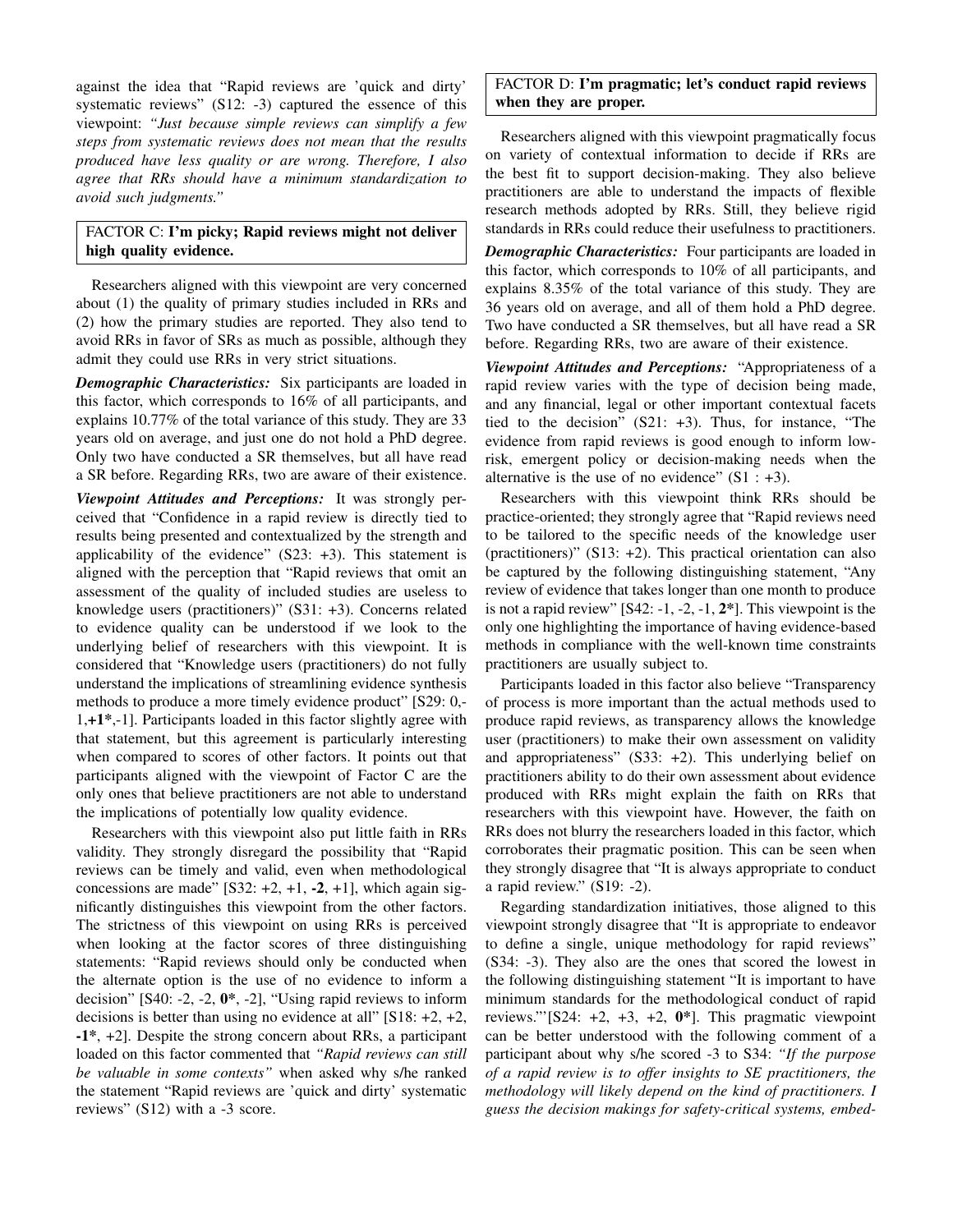against the idea that "Rapid reviews are 'quick and dirty' systematic reviews" (S12: -3) captured the essence of this viewpoint: *"Just because simple reviews can simplify a few steps from systematic reviews does not mean that the results produced have less quality or are wrong. Therefore, I also agree that RRs should have a minimum standardization to avoid such judgments."*

FACTOR C: **I'm picky; Rapid reviews might not deliver high quality evidence.**

Researchers aligned with this viewpoint are very concerned about (1) the quality of primary studies included in RRs and (2) how the primary studies are reported. They also tend to avoid RRs in favor of SRs as much as possible, although they admit they could use RRs in very strict situations.

***Demographic Characteristics:*** Six participants are loaded in this factor, which corresponds to 16% of all participants, and explains 10.77% of the total variance of this study. They are 33 years old on average, and just one do not hold a PhD degree. Only two have conducted a SR themselves, but all have read a SR before. Regarding RRs, two are aware of their existence.

***Viewpoint Attitudes and Perceptions:*** It was strongly perceived that "Confidence in a rapid review is directly tied to results being presented and contextualized by the strength and applicability of the evidence" (S23: +3). This statement is aligned with the perception that "Rapid reviews that omit an assessment of the quality of included studies are useless to knowledge users (practitioners)" (S31: +3). Concerns related to evidence quality can be understood if we look to the underlying belief of researchers with this viewpoint. It is considered that "Knowledge users (practitioners) do not fully understand the implications of streamlining evidence synthesis methods to produce a more timely evidence product" [S29: 0,-1,**+1***,-1]. Participants loaded in this factor slightly agree with that statement, but this agreement is particularly interesting when compared to scores of other factors. It points out that participants aligned with the viewpoint of Factor C are the only ones that believe practitioners are not able to understand the implications of potentially low quality evidence.

Researchers with this viewpoint also put little faith in RRs validity. They strongly disregard the possibility that "Rapid reviews can be timely and valid, even when methodological concessions are made" [S32: +2, +1, **-2**, +1], which again significantly distinguishes this viewpoint from the other factors. The strictness of this viewpoint on using RRs is perceived when looking at the factor scores of three distinguishing statements: "Rapid reviews should only be conducted when the alternate option is the use of no evidence to inform a decision" [S40: -2, -2, **0***, -2], "Using rapid reviews to inform decisions is better than using no evidence at all" [S18: +2, +2, **-1***, +2]. Despite the strong concern about RRs, a participant loaded on this factor commented that *"Rapid reviews can still be valuable in some contexts"* when asked why s/he ranked the statement "Rapid reviews are 'quick and dirty' systematic reviews" (S12) with a -3 score.

FACTOR D: **I'm pragmatic; let's conduct rapid reviews when they are proper.**

Researchers aligned with this viewpoint pragmatically focus on variety of contextual information to decide if RRs are the best fit to support decision-making. They also believe practitioners are able to understand the impacts of flexible research methods adopted by RRs. Still, they believe rigid standards in RRs could reduce their usefulness to practitioners.

***Demographic Characteristics:*** Four participants are loaded in this factor, which corresponds to 10% of all participants, and explains 8.35% of the total variance of this study. They are 36 years old on average, and all of them hold a PhD degree. Two have conducted a SR themselves, but all have read a SR before. Regarding RRs, two are aware of their existence.

***Viewpoint Attitudes and Perceptions:*** "Appropriateness of a rapid review varies with the type of decision being made, and any financial, legal or other important contextual facets tied to the decision" (S21: +3). Thus, for instance, "The evidence from rapid reviews is good enough to inform low-risk, emergent policy or decision-making needs when the alternative is the use of no evidence" (S1 : +3).

Researchers with this viewpoint think RRs should be practice-oriented; they strongly agree that "Rapid reviews need to be tailored to the specific needs of the knowledge user (practitioners)" (S13: +2). This practical orientation can also be captured by the following distinguishing statement, "Any review of evidence that takes longer than one month to produce is not a rapid review" [S42: -1, -2, -1, **2***]. This viewpoint is the only one highlighting the importance of having evidence-based methods in compliance with the well-known time constraints practitioners are usually subject to.

Participants loaded in this factor also believe "Transparency of process is more important than the actual methods used to produce rapid reviews, as transparency allows the knowledge user (practitioners) to make their own assessment on validity and appropriateness" (S33: +2). This underlying belief on practitioners ability to do their own assessment about evidence produced with RRs might explain the faith on RRs that researchers with this viewpoint have. However, the faith on RRs does not blurry the researchers loaded in this factor, which corroborates their pragmatic position. This can be seen when they strongly disagree that "It is always appropriate to conduct a rapid review." (S19: -2).

Regarding standardization initiatives, those aligned to this viewpoint strongly disagree that "It is appropriate to endeavor to define a single, unique methodology for rapid reviews" (S34: -3). They also are the ones that scored the lowest in the following distinguishing statement "It is important to have minimum standards for the methodological conduct of rapid reviews."' [S24: +2, +3, +2, **0***]. This pragmatic viewpoint can be better understood with the following comment of a participant about why s/he scored -3 to S34: *"If the purpose of a rapid review is to offer insights to SE practitioners, the methodology will likely depend on the kind of practitioners. I guess the decision makings for safety-critical systems, embed-*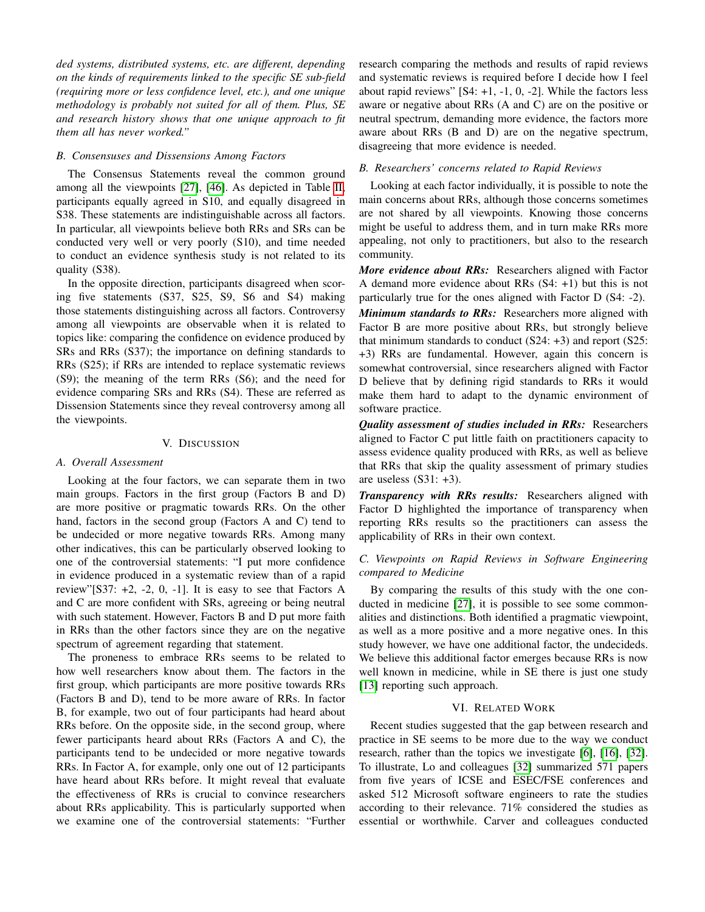*ded systems, distributed systems, etc. are different, depending on the kinds of requirements linked to the specific SE sub-field (requiring more or less confidence level, etc.), and one unique methodology is probably not suited for all of them. Plus, SE and research history shows that one unique approach to fit them all has never worked."*

### B. Consensuses and Dissensions Among Factors

The Consensus Statements reveal the common ground among all the viewpoints [27], [46]. As depicted in Table II, participants equally agreed in S10, and equally disagreed in S38. These statements are indistinguishable across all factors. In particular, all viewpoints believe both RRs and SRs can be conducted very well or very poorly (S10), and time needed to conduct an evidence synthesis study is not related to its quality (S38).

In the opposite direction, participants disagreed when scoring five statements (S37, S25, S9, S6 and S4) making those statements distinguishing across all factors. Controversy among all viewpoints are observable when it is related to topics like: comparing the confidence on evidence produced by SRs and RRs (S37); the importance on defining standards to RRs (S25); if RRs are intended to replace systematic reviews (S9); the meaning of the term RRs (S6); and the need for evidence comparing SRs and RRs (S4). These are referred as Dissension Statements since they reveal controversy among all the viewpoints.

## V. Discussion

### A. Overall Assessment

Looking at the four factors, we can separate them in two main groups. Factors in the first group (Factors B and D) are more positive or pragmatic towards RRs. On the other hand, factors in the second group (Factors A and C) tend to be undecided or more negative towards RRs. Among many other indicatives, this can be particularly observed looking to one of the controversial statements: "I put more confidence in evidence produced in a systematic review than of a rapid review"[S37: +2, -2, 0, -1]. It is easy to see that Factors A and C are more confident with SRs, agreeing or being neutral with such statement. However, Factors B and D put more faith in RRs than the other factors since they are on the negative spectrum of agreement regarding that statement.

The proneness to embrace RRs seems to be related to how well researchers know about them. The factors in the first group, which participants are more positive towards RRs (Factors B and D), tend to be more aware of RRs. In factor B, for example, two out of four participants had heard about RRs before. On the opposite side, in the second group, where fewer participants heard about RRs (Factors A and C), the participants tend to be undecided or more negative towards RRs. In Factor A, for example, only one out of 12 participants have heard about RRs before. It might reveal that evaluate the effectiveness of RRs is crucial to convince researchers about RRs applicability. This is particularly supported when we examine one of the controversial statements: "Further research comparing the methods and results of rapid reviews and systematic reviews is required before I decide how I feel about rapid reviews" [S4: +1, -1, 0, -2]. While the factors less aware or negative about RRs (A and C) are on the positive or neutral spectrum, demanding more evidence, the factors more aware about RRs (B and D) are on the negative spectrum, disagreeing that more evidence is needed.

### B. Researchers' concerns related to Rapid Reviews

Looking at each factor individually, it is possible to note the main concerns about RRs, although those concerns sometimes are not shared by all viewpoints. Knowing those concerns might be useful to address them, and in turn make RRs more appealing, not only to practitioners, but also to the research community.

***More evidence about RRs:*** Researchers aligned with Factor A demand more evidence about RRs (S4: +1) but this is not particularly true for the ones aligned with Factor D (S4: -2).

***Minimum standards to RRs:*** Researchers more aligned with Factor B are more positive about RRs, but strongly believe that minimum standards to conduct (S24: +3) and report (S25: +3) RRs are fundamental. However, again this concern is somewhat controversial, since researchers aligned with Factor D believe that by defining rigid standards to RRs it would make them hard to adapt to the dynamic environment of software practice.

***Quality assessment of studies included in RRs:*** Researchers aligned to Factor C put little faith on practitioners capacity to assess evidence quality produced with RRs, as well as believe that RRs that skip the quality assessment of primary studies are useless (S31: +3).

***Transparency with RRs results:*** Researchers aligned with Factor D highlighted the importance of transparency when reporting RRs results so the practitioners can assess the applicability of RRs in their own context.

### C. Viewpoints on Rapid Reviews in Software Engineering compared to Medicine

By comparing the results of this study with the one conducted in medicine [27], it is possible to see some commonalities and distinctions. Both identified a pragmatic viewpoint, as well as a more positive and a more negative ones. In this study however, we have one additional factor, the undecideds. We believe this additional factor emerges because RRs is now well known in medicine, while in SE there is just one study [13] reporting such approach.

## VI. Related Work

Recent studies suggested that the gap between research and practice in SE seems to be more due to the way we conduct research, rather than the topics we investigate [6], [16], [32]. To illustrate, Lo and colleagues [32] summarized 571 papers from five years of ICSE and ESEC/FSE conferences and asked 512 Microsoft software engineers to rate the studies according to their relevance. 71% considered the studies as essential or worthwhile. Carver and colleagues conducted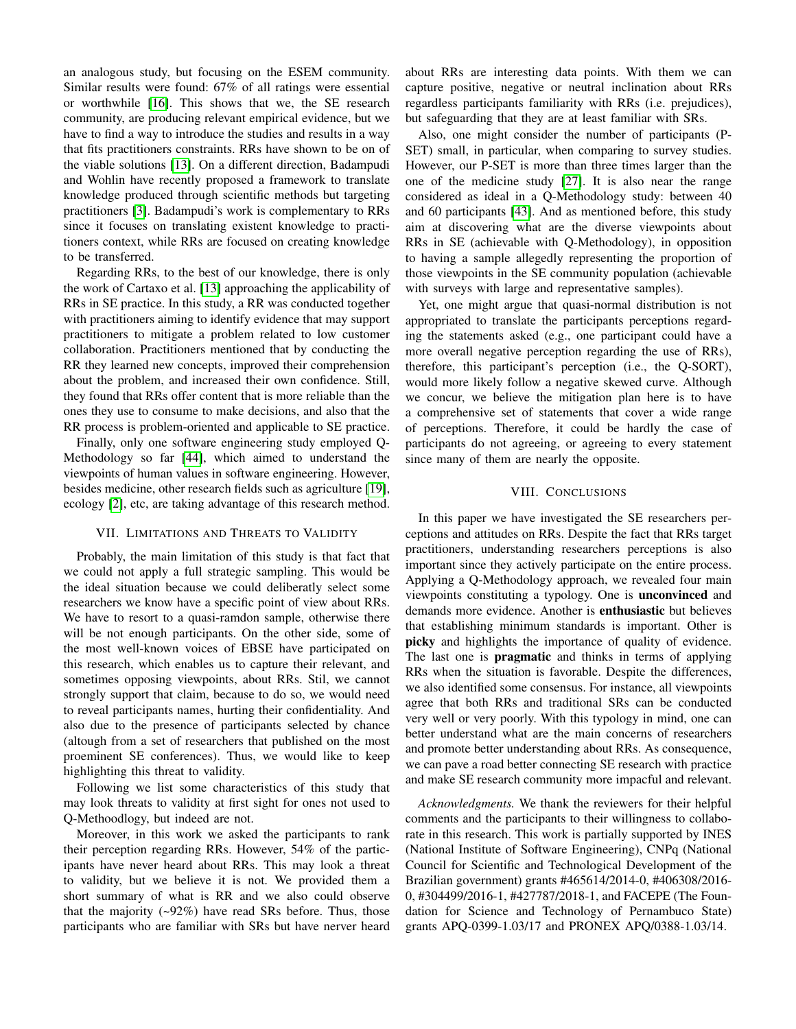an analogous study, but focusing on the ESEM community. Similar results were found: 67% of all ratings were essential or worthwhile [16]. This shows that we, the SE research community, are producing relevant empirical evidence, but we have to find a way to introduce the studies and results in a way that fits practitioners constraints. RRs have shown to be on of the viable solutions [13]. On a different direction, Badampudi and Wohlin have recently proposed a framework to translate knowledge produced through scientific methods but targeting practitioners [3]. Badampudi's work is complementary to RRs since it focuses on translating existent knowledge to practitioners context, while RRs are focused on creating knowledge to be transferred.

Regarding RRs, to the best of our knowledge, there is only the work of Cartaxo et al. [13] approaching the applicability of RRs in SE practice. In this study, a RR was conducted together with practitioners aiming to identify evidence that may support practitioners to mitigate a problem related to low customer collaboration. Practitioners mentioned that by conducting the RR they learned new concepts, improved their comprehension about the problem, and increased their own confidence. Still, they found that RRs offer content that is more reliable than the ones they use to consume to make decisions, and also that the RR process is problem-oriented and applicable to SE practice.

Finally, only one software engineering study employed Q-Methodology so far [44], which aimed to understand the viewpoints of human values in software engineering. However, besides medicine, other research fields such as agriculture [19], ecology [2], etc, are taking advantage of this research method.

## VII. Limitations and Threats to Validity

Probably, the main limitation of this study is that fact that we could not apply a full strategic sampling. This would be the ideal situation because we could deliberatly select some researchers we know have a specific point of view about RRs. We have to resort to a quasi-ramdon sample, otherwise there will be not enough participants. On the other side, some of the most well-known voices of EBSE have participated on this research, which enables us to capture their relevant, and sometimes opposing viewpoints, about RRs. Stil, we cannot strongly support that claim, because to do so, we would need to reveal participants names, hurting their confidentiality. And also due to the presence of participants selected by chance (altough from a set of researchers that published on the most proeminent SE conferences). Thus, we would like to keep highlighting this threat to validity.

Following we list some characteristics of this study that may look threats to validity at first sight for ones not used to Q-Methoodlogy, but indeed are not.

Moreover, in this work we asked the participants to rank their perception regarding RRs. However, 54% of the participants have never heard about RRs. This may look a threat to validity, but we believe it is not. We provided them a short summary of what is RR and we also could observe that the majority (~92%) have read SRs before. Thus, those participants who are familiar with SRs but have nerver heard about RRs are interesting data points. With them we can capture positive, negative or neutral inclination about RRs regardless participants familiarity with RRs (i.e. prejudices), but safeguarding that they are at least familiar with SRs.

Also, one might consider the number of participants (P-SET) small, in particular, when comparing to survey studies. However, our P-SET is more than three times larger than the one of the medicine study [27]. It is also near the range considered as ideal in a Q-Methodology study: between 40 and 60 participants [43]. And as mentioned before, this study aim at discovering what are the diverse viewpoints about RRs in SE (achievable with Q-Methodology), in opposition to having a sample allegedly representing the proportion of those viewpoints in the SE community population (achievable with surveys with large and representative samples).

Yet, one might argue that quasi-normal distribution is not appropriated to translate the participants perceptions regarding the statements asked (e.g., one participant could have a more overall negative perception regarding the use of RRs), therefore, this participant's perception (i.e., the Q-SORT), would more likely follow a negative skewed curve. Although we concur, we believe the mitigation plan here is to have a comprehensive set of statements that cover a wide range of perceptions. Therefore, it could be hardly the case of participants do not agreeing, or agreeing to every statement since many of them are nearly the opposite.

## VIII. Conclusions

In this paper we have investigated the SE researchers perceptions and attitudes on RRs. Despite the fact that RRs target practitioners, understanding researchers perceptions is also important since they actively participate on the entire process. Applying a Q-Methodology approach, we revealed four main viewpoints constituting a typology. One is **unconvinced** and demands more evidence. Another is **enthusiastic** but believes that establishing minimum standards is important. Other is **picky** and highlights the importance of quality of evidence. The last one is **pragmatic** and thinks in terms of applying RRs when the situation is favorable. Despite the differences, we also identified some consensus. For instance, all viewpoints agree that both RRs and traditional SRs can be conducted very well or very poorly. With this typology in mind, one can better understand what are the main concerns of researchers and promote better understanding about RRs. As consequence, we can pave a road better connecting SE research with practice and make SE research community more impacful and relevant.

*Acknowledgments.* We thank the reviewers for their helpful comments and the participants to their willingness to collaborate in this research. This work is partially supported by INES (National Institute of Software Engineering), CNPq (National Council for Scientific and Technological Development of the Brazilian government) grants #465614/2014-0, #406308/2016-0, #304499/2016-1, #427787/2018-1, and FACEPE (The Foundation for Science and Technology of Pernambuco State) grants APQ-0399-1.03/17 and PRONEX APQ/0388-1.03/14.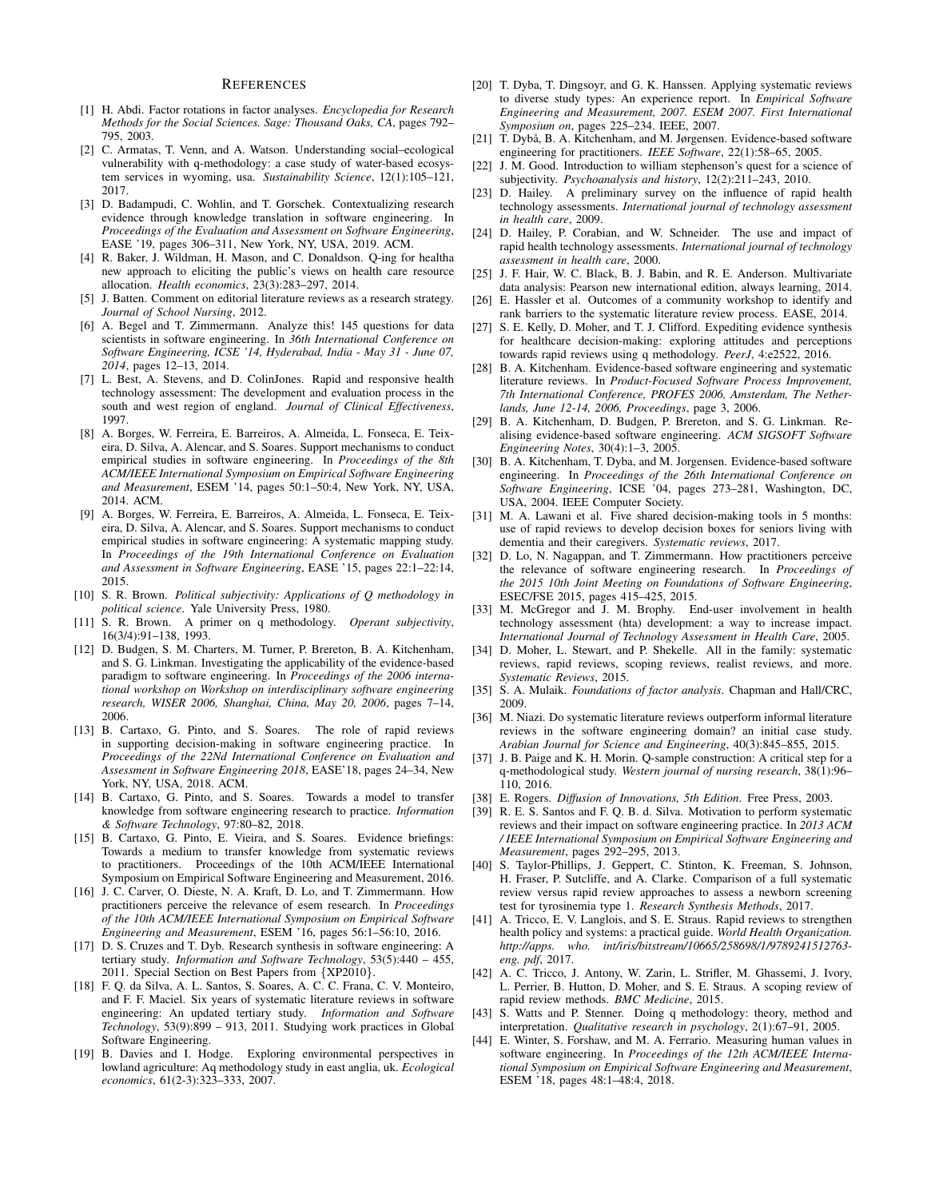## References

[1] H. Abdi. Factor rotations in factor analyses. *Encyclopedia for Research Methods for the Social Sciences. Sage: Thousand Oaks, CA*, pages 792–795, 2003.

[2] C. Armatas, T. Venn, and A. Watson. Understanding social–ecological vulnerability with q-methodology: a case study of water-based ecosystem services in wyoming, usa. *Sustainability Science*, 12(1):105–121, 2017.

[3] D. Badampudi, C. Wohlin, and T. Gorschek. Contextualizing research evidence through knowledge translation in software engineering. In *Proceedings of the Evaluation and Assessment on Software Engineering*, EASE '19, pages 306–311, New York, NY, USA, 2019. ACM.

[4] R. Baker, J. Wildman, H. Mason, and C. Donaldson. Q-ing for healtha new approach to eliciting the public's views on health care resource allocation. *Health economics*, 23(3):283–297, 2014.

[5] J. Batten. Comment on editorial literature reviews as a research strategy. *Journal of School Nursing*, 2012.

[6] A. Begel and T. Zimmermann. Analyze this! 145 questions for data scientists in software engineering. In *36th International Conference on Software Engineering, ICSE '14, Hyderabad, India - May 31 - June 07, 2014*, pages 12–13, 2014.

[7] L. Best, A. Stevens, and D. ColinJones. Rapid and responsive health technology assessment: The development and evaluation process in the south and west region of england. *Journal of Clinical Effectiveness*, 1997.

[8] A. Borges, W. Ferreira, E. Barreiros, A. Almeida, L. Fonseca, E. Teixeira, D. Silva, A. Alencar, and S. Soares. Support mechanisms to conduct empirical studies in software engineering. In *Proceedings of the 8th ACM/IEEE International Symposium on Empirical Software Engineering and Measurement*, ESEM '14, pages 50:1–50:4, New York, NY, USA, 2014. ACM.

[9] A. Borges, W. Ferreira, E. Barreiros, A. Almeida, L. Fonseca, E. Teixeira, D. Silva, A. Alencar, and S. Soares. Support mechanisms to conduct empirical studies in software engineering: A systematic mapping study. In *Proceedings of the 19th International Conference on Evaluation and Assessment in Software Engineering*, EASE '15, pages 22:1–22:14, 2015.

[10] S. R. Brown. *Political subjectivity: Applications of Q methodology in political science*. Yale University Press, 1980.

[11] S. R. Brown. A primer on q methodology. *Operant subjectivity*, 16(3/4):91–138, 1993.

[12] D. Budgen, S. M. Charters, M. Turner, P. Brereton, B. A. Kitchenham, and S. G. Linkman. Investigating the applicability of the evidence-based paradigm to software engineering. In *Proceedings of the 2006 international workshop on Workshop on interdisciplinary software engineering research, WISER 2006, Shanghai, China, May 20, 2006*, pages 7–14, 2006.

[13] B. Cartaxo, G. Pinto, and S. Soares. The role of rapid reviews in supporting decision-making in software engineering practice. In *Proceedings of the 22Nd International Conference on Evaluation and Assessment in Software Engineering 2018*, EASE'18, pages 24–34, New York, NY, USA, 2018. ACM.

[14] B. Cartaxo, G. Pinto, and S. Soares. Towards a model to transfer knowledge from software engineering research to practice. *Information & Software Technology*, 97:80–82, 2018.

[15] B. Cartaxo, G. Pinto, E. Vieira, and S. Soares. Evidence briefings: Towards a medium to transfer knowledge from systematic reviews to practitioners. Proceedings of the 10th ACM/IEEE International Symposium on Empirical Software Engineering and Measurement, 2016.

[16] J. C. Carver, O. Dieste, N. A. Kraft, D. Lo, and T. Zimmermann. How practitioners perceive the relevance of esem research. In *Proceedings of the 10th ACM/IEEE International Symposium on Empirical Software Engineering and Measurement*, ESEM '16, pages 56:1–56:10, 2016.

[17] D. S. Cruzes and T. Dyb. Research synthesis in software engineering: A tertiary study. *Information and Software Technology*, 53(5):440 – 455, 2011. Special Section on Best Papers from {XP2010}.

[18] F. Q. da Silva, A. L. Santos, S. Soares, A. C. C. Frana, C. V. Monteiro, and F. F. Maciel. Six years of systematic literature reviews in software engineering: An updated tertiary study. *Information and Software Technology*, 53(9):899 – 913, 2011. Studying work practices in Global Software Engineering.

[19] B. Davies and I. Hodge. Exploring environmental perspectives in lowland agriculture: Aq methodology study in east anglia, uk. *Ecological economics*, 61(2-3):323–333, 2007.

[20] T. Dyba, T. Dingsoyr, and G. K. Hanssen. Applying systematic reviews to diverse study types: An experience report. In *Empirical Software Engineering and Measurement, 2007. ESEM 2007. First International Symposium on*, pages 225–234. IEEE, 2007.

[21] T. Dybå, B. A. Kitchenham, and M. Jørgensen. Evidence-based software engineering for practitioners. *IEEE Software*, 22(1):58–65, 2005.

[22] J. M. Good. Introduction to william stephenson's quest for a science of subjectivity. *Psychoanalysis and history*, 12(2):211–243, 2010.

[23] D. Hailey. A preliminary survey on the influence of rapid health technology assessments. *International journal of technology assessment in health care*, 2009.

[24] D. Hailey, P. Corabian, and W. Schneider. The use and impact of rapid health technology assessments. *International journal of technology assessment in health care*, 2000.

[25] J. F. Hair, W. C. Black, B. J. Babin, and R. E. Anderson. Multivariate data analysis: Pearson new international edition, always learning, 2014.

[26] E. Hassler et al. Outcomes of a community workshop to identify and rank barriers to the systematic literature review process. EASE, 2014.

[27] S. E. Kelly, D. Moher, and T. J. Clifford. Expediting evidence synthesis for healthcare decision-making: exploring attitudes and perceptions towards rapid reviews using q methodology. *PeerJ*, 4:e2522, 2016.

[28] B. A. Kitchenham. Evidence-based software engineering and systematic literature reviews. In *Product-Focused Software Process Improvement, 7th International Conference, PROFES 2006, Amsterdam, The Netherlands, June 12-14, 2006, Proceedings*, page 3, 2006.

[29] B. A. Kitchenham, D. Budgen, P. Brereton, and S. G. Linkman. Realising evidence-based software engineering. *ACM SIGSOFT Software Engineering Notes*, 30(4):1–3, 2005.

[30] B. A. Kitchenham, T. Dyba, and M. Jorgensen. Evidence-based software engineering. In *Proceedings of the 26th International Conference on Software Engineering*, ICSE '04, pages 273–281, Washington, DC, USA, 2004. IEEE Computer Society.

[31] M. A. Lawani et al. Five shared decision-making tools in 5 months: use of rapid reviews to develop decision boxes for seniors living with dementia and their caregivers. *Systematic reviews*, 2017.

[32] D. Lo, N. Nagappan, and T. Zimmermann. How practitioners perceive the relevance of software engineering research. In *Proceedings of the 2015 10th Joint Meeting on Foundations of Software Engineering*, ESEC/FSE 2015, pages 415–425, 2015.

[33] M. McGregor and J. M. Brophy. End-user involvement in health technology assessment (hta) development: a way to increase impact. *International Journal of Technology Assessment in Health Care*, 2005.

[34] D. Moher, L. Stewart, and P. Shekelle. All in the family: systematic reviews, rapid reviews, scoping reviews, realist reviews, and more. *Systematic Reviews*, 2015.

[35] S. A. Mulaik. *Foundations of factor analysis*. Chapman and Hall/CRC, 2009.

[36] M. Niazi. Do systematic literature reviews outperform informal literature reviews in the software engineering domain? an initial case study. *Arabian Journal for Science and Engineering*, 40(3):845–855, 2015.

[37] J. B. Paige and K. H. Morin. Q-sample construction: A critical step for a q-methodological study. *Western journal of nursing research*, 38(1):96–110, 2016.

[38] E. Rogers. *Diffusion of Innovations, 5th Edition*. Free Press, 2003.

[39] R. E. S. Santos and F. Q. B. d. Silva. Motivation to perform systematic reviews and their impact on software engineering practice. In *2013 ACM / IEEE International Symposium on Empirical Software Engineering and Measurement*, pages 292–295, 2013.

[40] S. Taylor-Phillips, J. Geppert, C. Stinton, K. Freeman, S. Johnson, H. Fraser, P. Sutcliffe, and A. Clarke. Comparison of a full systematic review versus rapid review approaches to assess a newborn screening test for tyrosinemia type 1. *Research Synthesis Methods*, 2017.

[41] A. Tricco, E. V. Langlois, and S. E. Straus. Rapid reviews to strengthen health policy and systems: a practical guide. *World Health Organization. http://apps. who. int/iris/bitstream/10665/258698/1/9789241512763-eng. pdf*, 2017.

[42] A. C. Tricco, J. Antony, W. Zarin, L. Strifler, M. Ghassemi, J. Ivory, L. Perrier, B. Hutton, D. Moher, and S. E. Straus. A scoping review of rapid review methods. *BMC Medicine*, 2015.

[43] S. Watts and P. Stenner. Doing q methodology: theory, method and interpretation. *Qualitative research in psychology*, 2(1):67–91, 2005.

[44] E. Winter, S. Forshaw, and M. A. Ferrario. Measuring human values in software engineering. In *Proceedings of the 12th ACM/IEEE International Symposium on Empirical Software Engineering and Measurement*, ESEM '18, pages 48:1–48:4, 2018.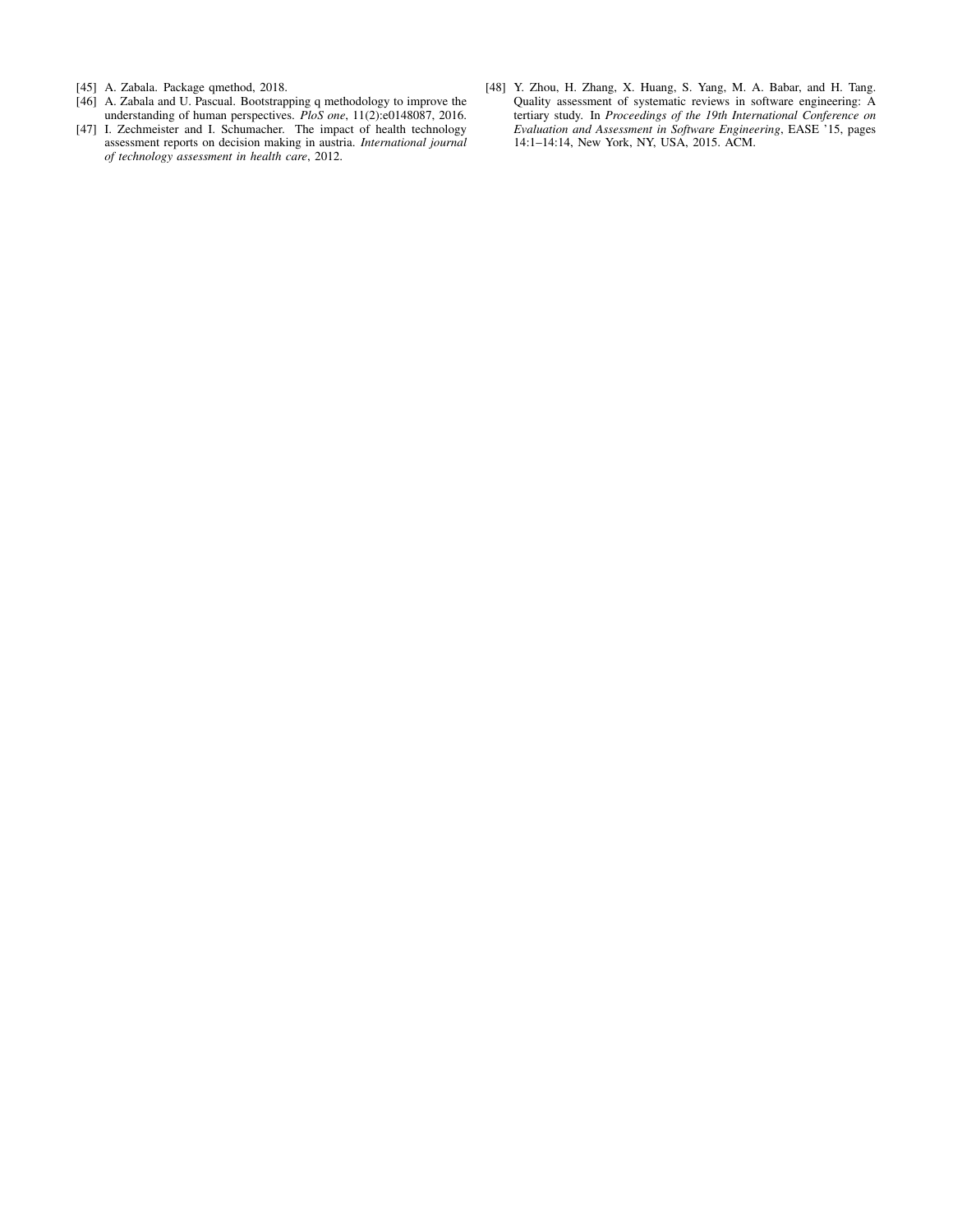[45] A. Zabala. Package qmethod, 2018.

[46] A. Zabala and U. Pascual. Bootstrapping q methodology to improve the understanding of human perspectives. *PloS one*, 11(2):e0148087, 2016.

[47] I. Zechmeister and I. Schumacher. The impact of health technology assessment reports on decision making in austria. *International journal of technology assessment in health care*, 2012.

[48] Y. Zhou, H. Zhang, X. Huang, S. Yang, M. A. Babar, and H. Tang. Quality assessment of systematic reviews in software engineering: A tertiary study. In *Proceedings of the 19th International Conference on Evaluation and Assessment in Software Engineering*, EASE '15, pages 14:1–14:14, New York, NY, USA, 2015. ACM.